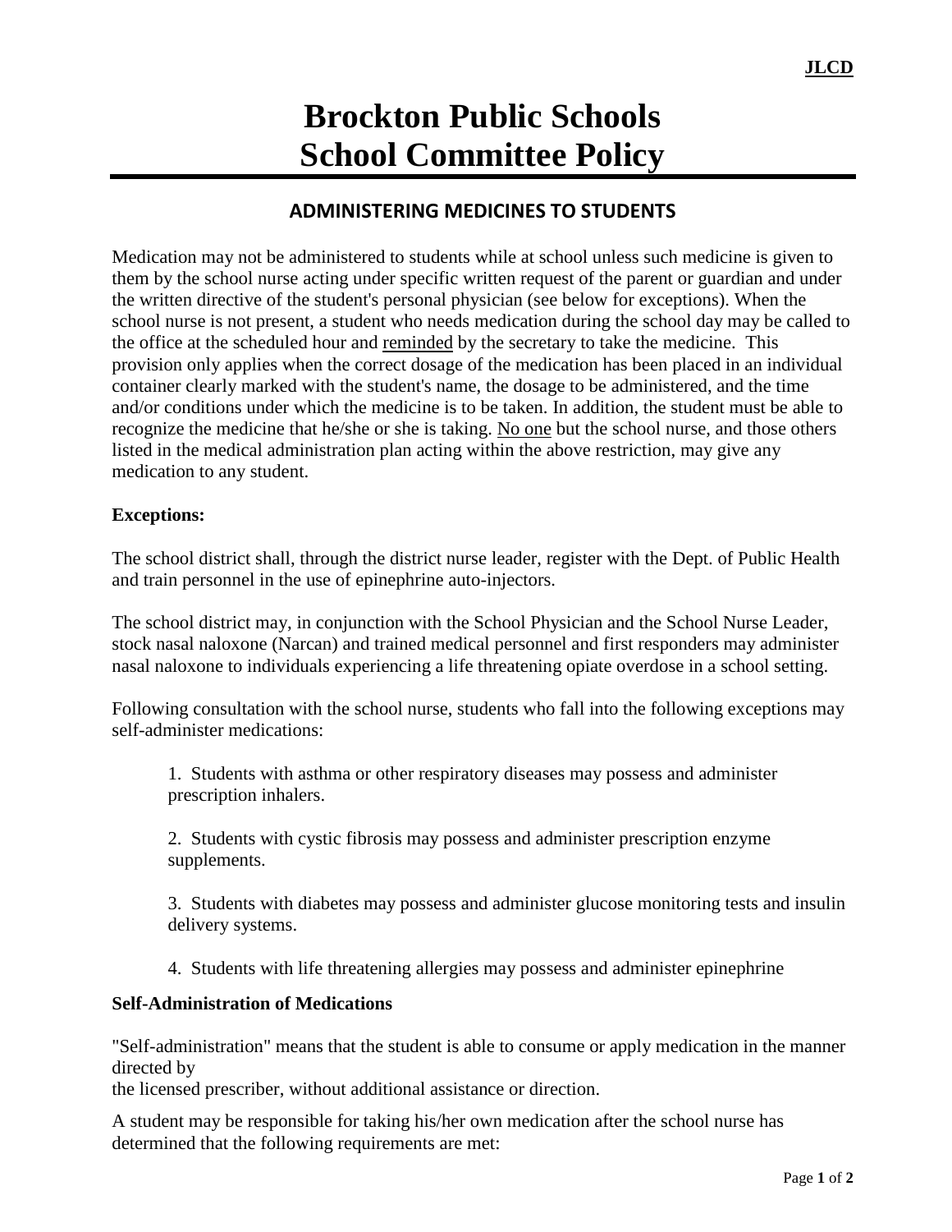JLCD

# Brockton Public Schools
# School Committee Policy

## ADMINISTERING MEDICINES TO STUDENTS

Medication may not be administered to students while at school unless such medicine is given to them by the school nurse acting under specific written request of the parent or guardian and under the written directive of the student's personal physician (see below for exceptions). When the school nurse is not present, a student who needs medication during the school day may be called to the office at the scheduled hour and reminded by the secretary to take the medicine. This provision only applies when the correct dosage of the medication has been placed in an individual container clearly marked with the student's name, the dosage to be administered, and the time and/or conditions under which the medicine is to be taken. In addition, the student must be able to recognize the medicine that he/she or she is taking. No one but the school nurse, and those others listed in the medical administration plan acting within the above restriction, may give any medication to any student.

**Exceptions:**

The school district shall, through the district nurse leader, register with the Dept. of Public Health and train personnel in the use of epinephrine auto-injectors.

The school district may, in conjunction with the School Physician and the School Nurse Leader, stock nasal naloxone (Narcan) and trained medical personnel and first responders may administer nasal naloxone to individuals experiencing a life threatening opiate overdose in a school setting.

Following consultation with the school nurse, students who fall into the following exceptions may self-administer medications:

1. Students with asthma or other respiratory diseases may possess and administer prescription inhalers.

2. Students with cystic fibrosis may possess and administer prescription enzyme supplements.

3. Students with diabetes may possess and administer glucose monitoring tests and insulin delivery systems.

4. Students with life threatening allergies may possess and administer epinephrine

**Self-Administration of Medications**

"Self-administration" means that the student is able to consume or apply medication in the manner directed by
the licensed prescriber, without additional assistance or direction.

A student may be responsible for taking his/her own medication after the school nurse has determined that the following requirements are met: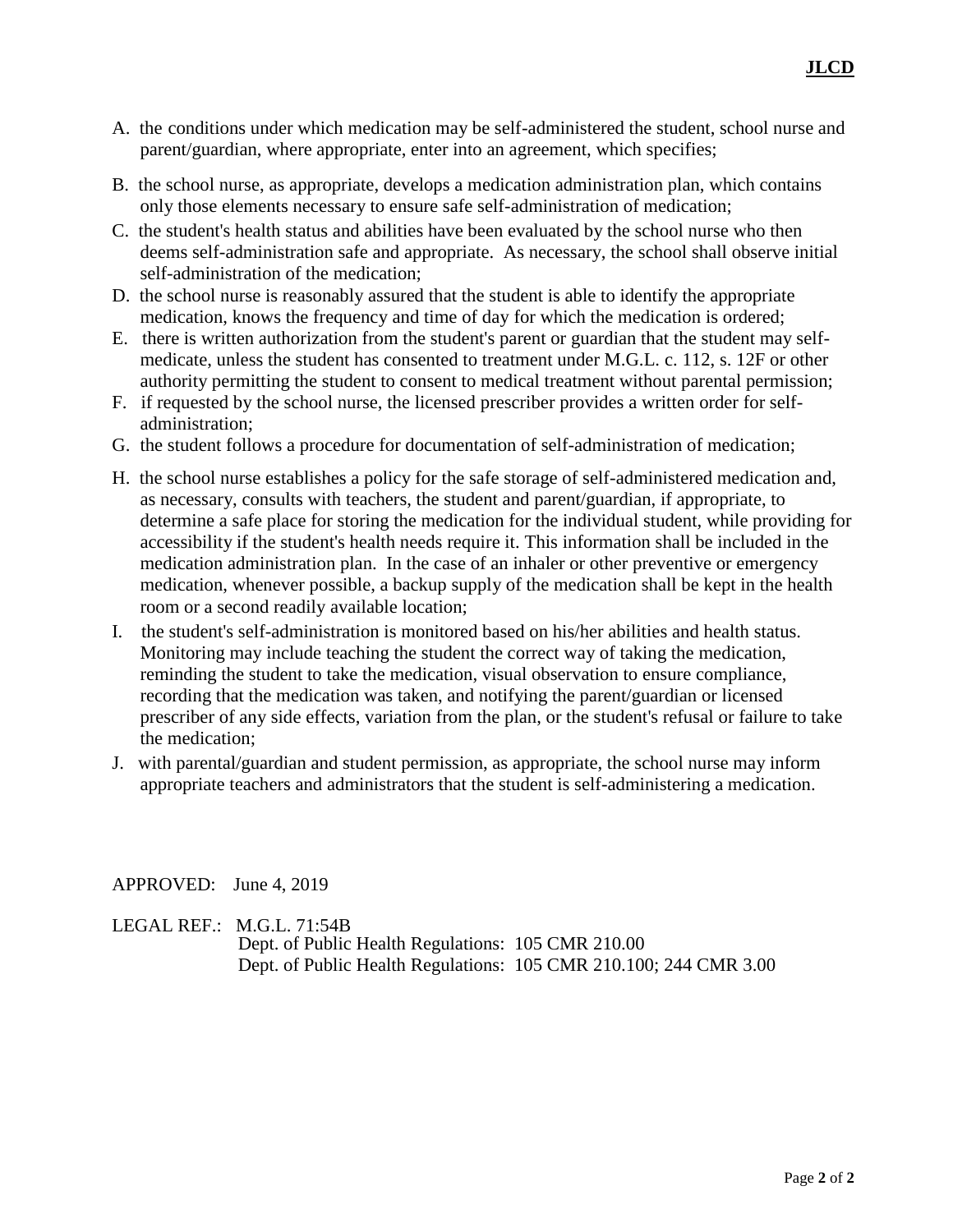A. the conditions under which medication may be self-administered the student, school nurse and parent/guardian, where appropriate, enter into an agreement, which specifies;

B. the school nurse, as appropriate, develops a medication administration plan, which contains only those elements necessary to ensure safe self-administration of medication;

C. the student's health status and abilities have been evaluated by the school nurse who then deems self-administration safe and appropriate. As necessary, the school shall observe initial self-administration of the medication;

D. the school nurse is reasonably assured that the student is able to identify the appropriate medication, knows the frequency and time of day for which the medication is ordered;

E. there is written authorization from the student's parent or guardian that the student may self-medicate, unless the student has consented to treatment under M.G.L. c. 112, s. 12F or other authority permitting the student to consent to medical treatment without parental permission;

F. if requested by the school nurse, the licensed prescriber provides a written order for self-administration;

G. the student follows a procedure for documentation of self-administration of medication;

H. the school nurse establishes a policy for the safe storage of self-administered medication and, as necessary, consults with teachers, the student and parent/guardian, if appropriate, to determine a safe place for storing the medication for the individual student, while providing for accessibility if the student's health needs require it. This information shall be included in the medication administration plan. In the case of an inhaler or other preventive or emergency medication, whenever possible, a backup supply of the medication shall be kept in the health room or a second readily available location;

I. the student's self-administration is monitored based on his/her abilities and health status. Monitoring may include teaching the student the correct way of taking the medication, reminding the student to take the medication, visual observation to ensure compliance, recording that the medication was taken, and notifying the parent/guardian or licensed prescriber of any side effects, variation from the plan, or the student's refusal or failure to take the medication;

J. with parental/guardian and student permission, as appropriate, the school nurse may inform appropriate teachers and administrators that the student is self-administering a medication.

APPROVED: June 4, 2019

LEGAL REF.: M.G.L. 71:54B
Dept. of Public Health Regulations: 105 CMR 210.00
Dept. of Public Health Regulations: 105 CMR 210.100; 244 CMR 3.00